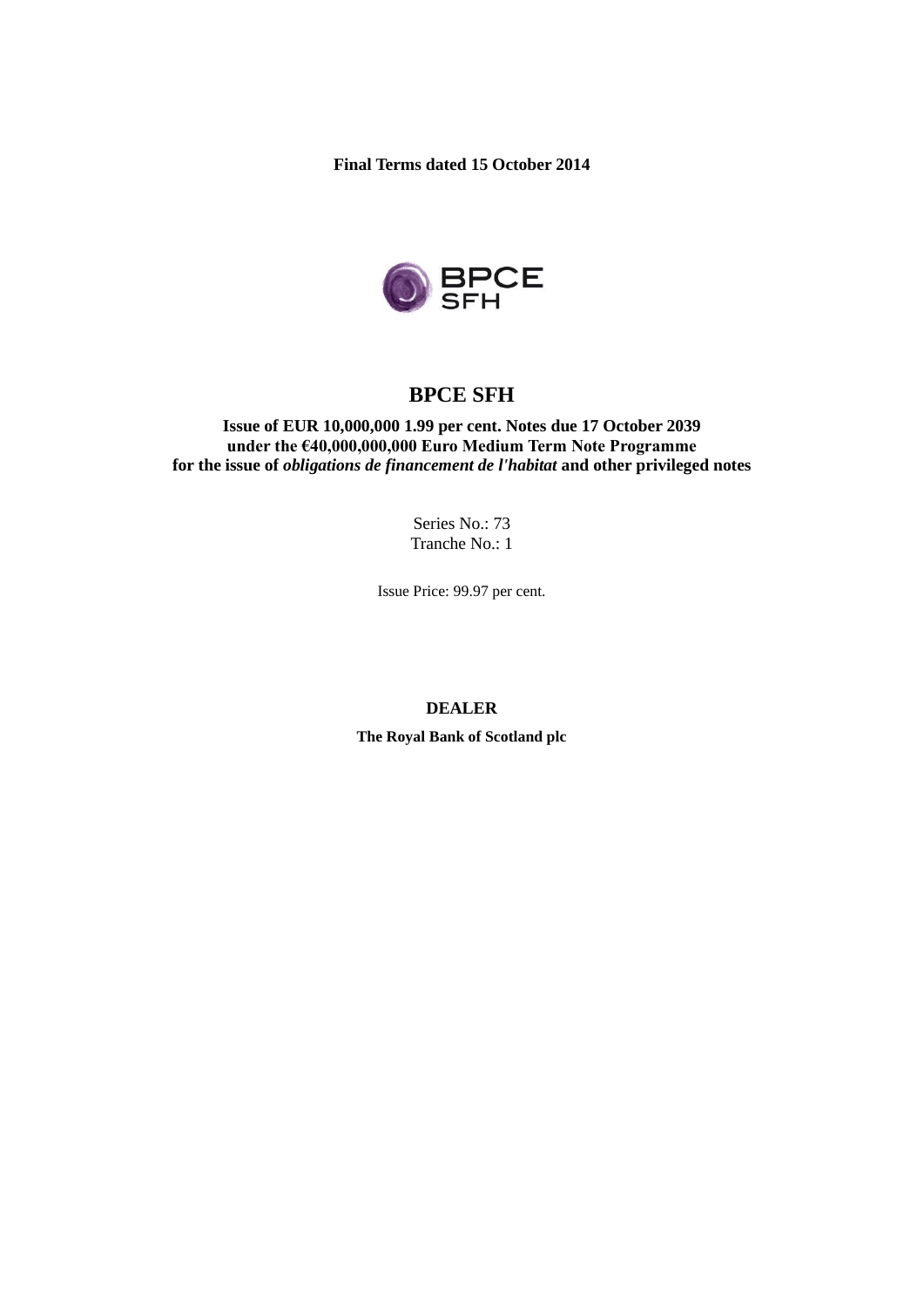**Final Terms dated 15 October 2014**

BPCE SFH

# BPCE SFH

**Issue of EUR 10,000,000 1.99 per cent. Notes due 17 October 2039**
**under the €40,000,000,000 Euro Medium Term Note Programme**
**for the issue of *obligations de financement de l'habitat* and other privileged notes**

Series No.: 73
Tranche No.: 1

Issue Price: 99.97 per cent.

**DEALER**

**The Royal Bank of Scotland plc**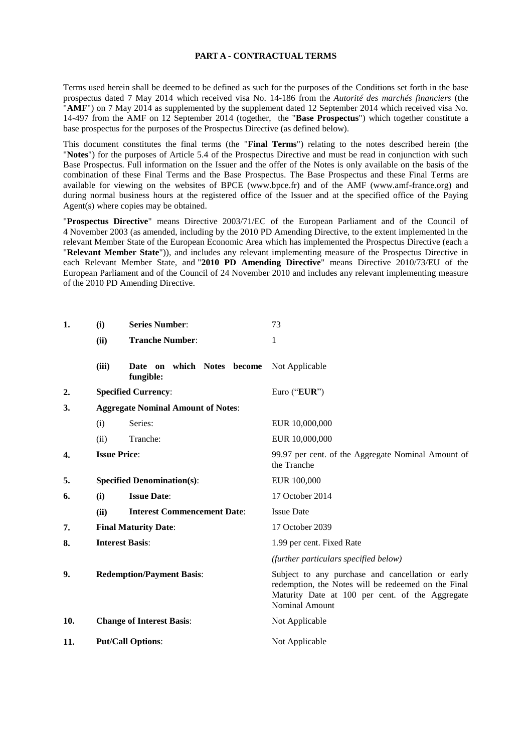**PART A - CONTRACTUAL TERMS**

Terms used herein shall be deemed to be defined as such for the purposes of the Conditions set forth in the base prospectus dated 7 May 2014 which received visa No. 14-186 from the *Autorité des marchés financiers* (the "**AMF**") on 7 May 2014 as supplemented by the supplement dated 12 September 2014 which received visa No. 14-497 from the AMF on 12 September 2014 (together, the "**Base Prospectus**") which together constitute a base prospectus for the purposes of the Prospectus Directive (as defined below).

This document constitutes the final terms (the "**Final Terms**") relating to the notes described herein (the "**Notes**") for the purposes of Article 5.4 of the Prospectus Directive and must be read in conjunction with such Base Prospectus. Full information on the Issuer and the offer of the Notes is only available on the basis of the combination of these Final Terms and the Base Prospectus. The Base Prospectus and these Final Terms are available for viewing on the websites of BPCE (www.bpce.fr) and of the AMF (www.amf-france.org) and during normal business hours at the registered office of the Issuer and at the specified office of the Paying Agent(s) where copies may be obtained.

"**Prospectus Directive**" means Directive 2003/71/EC of the European Parliament and of the Council of 4 November 2003 (as amended, including by the 2010 PD Amending Directive, to the extent implemented in the relevant Member State of the European Economic Area which has implemented the Prospectus Directive (each a "**Relevant Member State**")), and includes any relevant implementing measure of the Prospectus Directive in each Relevant Member State, and "**2010 PD Amending Directive**" means Directive 2010/73/EU of the European Parliament and of the Council of 24 November 2010 and includes any relevant implementing measure of the 2010 PD Amending Directive.

| | | | |
|---|---|---|---|
| **1.** | **(i)** | **Series Number**: | 73 |
| | **(ii)** | **Tranche Number**: | 1 |
| | **(iii)** | **Date on which Notes become fungible:** | Not Applicable |
| **2.** | | **Specified Currency**: | Euro ("**EUR**") |
| **3.** | | **Aggregate Nominal Amount of Notes**: | |
| | (i) | Series: | EUR 10,000,000 |
| | (ii) | Tranche: | EUR 10,000,000 |
| **4.** | | **Issue Price**: | 99.97 per cent. of the Aggregate Nominal Amount of the Tranche |
| **5.** | | **Specified Denomination(s)**: | EUR 100,000 |
| **6.** | **(i)** | **Issue Date**: | 17 October 2014 |
| | **(ii)** | **Interest Commencement Date**: | Issue Date |
| **7.** | | **Final Maturity Date**: | 17 October 2039 |
| **8.** | | **Interest Basis**: | 1.99 per cent. Fixed Rate |
| | | | *(further particulars specified below)* |
| **9.** | | **Redemption/Payment Basis**: | Subject to any purchase and cancellation or early redemption, the Notes will be redeemed on the Final Maturity Date at 100 per cent. of the Aggregate Nominal Amount |
| **10.** | | **Change of Interest Basis**: | Not Applicable |
| **11.** | | **Put/Call Options**: | Not Applicable |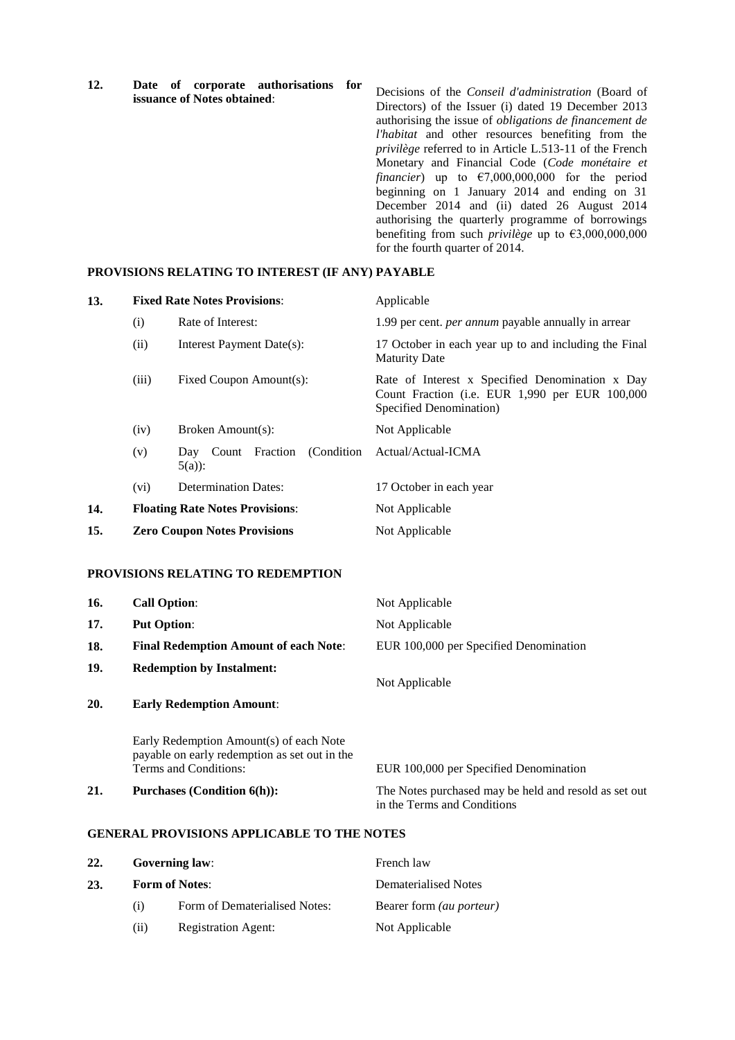| | | | |
|---|---|---|---|
| **12.** | **Date of corporate authorisations for issuance of Notes obtained**: | | Decisions of the *Conseil d'administration* (Board of Directors) of the Issuer (i) dated 19 December 2013 authorising the issue of *obligations de financement de l'habitat* and other resources benefiting from the *privilège* referred to in Article L.513-11 of the French Monetary and Financial Code (*Code monétaire et financier*) up to €7,000,000,000 for the period beginning on 1 January 2014 and ending on 31 December 2014 and (ii) dated 26 August 2014 authorising the quarterly programme of borrowings benefiting from such *privilège* up to €3,000,000,000 for the fourth quarter of 2014. |

**PROVISIONS RELATING TO INTEREST (IF ANY) PAYABLE**

| | | | |
|---|---|---|---|
| **13.** | **Fixed Rate Notes Provisions**: | | Applicable |
| | (i) | Rate of Interest: | 1.99 per cent. *per annum* payable annually in arrear |
| | (ii) | Interest Payment Date(s): | 17 October in each year up to and including the Final Maturity Date |
| | (iii) | Fixed Coupon Amount(s): | Rate of Interest x Specified Denomination x Day Count Fraction (i.e. EUR 1,990 per EUR 100,000 Specified Denomination) |
| | (iv) | Broken Amount(s): | Not Applicable |
| | (v) | Day Count Fraction (Condition 5(a)): | Actual/Actual-ICMA |
| | (vi) | Determination Dates: | 17 October in each year |
| **14.** | **Floating Rate Notes Provisions**: | | Not Applicable |
| **15.** | **Zero Coupon Notes Provisions** | | Not Applicable |

**PROVISIONS RELATING TO REDEMPTION**

| | | |
|---|---|---|
| **16.** | **Call Option**: | Not Applicable |
| **17.** | **Put Option**: | Not Applicable |
| **18.** | **Final Redemption Amount of each Note**: | EUR 100,000 per Specified Denomination |
| **19.** | **Redemption by Instalment:** | Not Applicable |
| **20.** | **Early Redemption Amount**: | |
| | Early Redemption Amount(s) of each Note payable on early redemption as set out in the Terms and Conditions: | EUR 100,000 per Specified Denomination |
| **21.** | **Purchases (Condition 6(h)):** | The Notes purchased may be held and resold as set out in the Terms and Conditions |

**GENERAL PROVISIONS APPLICABLE TO THE NOTES**

| | | | |
|---|---|---|---|
| **22.** | **Governing law**: | | French law |
| **23.** | **Form of Notes**: | | Dematerialised Notes |
| | (i) | Form of Dematerialised Notes: | Bearer form *(au porteur)* |
| | (ii) | Registration Agent: | Not Applicable |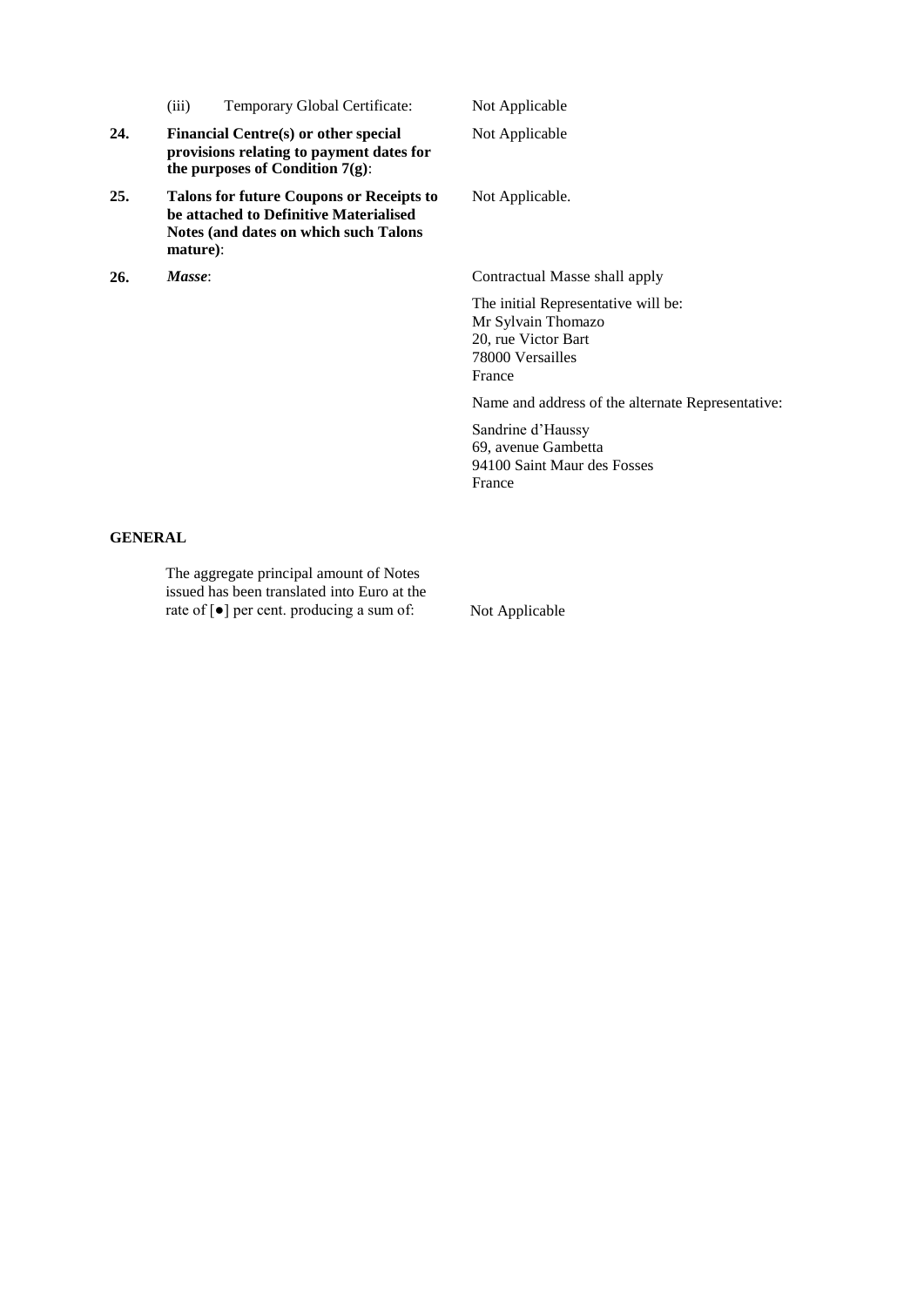| | | |
|---|---|---|
| | (iii) Temporary Global Certificate: | Not Applicable |
| **24.** | **Financial Centre(s) or other special provisions relating to payment dates for the purposes of Condition 7(g)**: | Not Applicable |
| **25.** | **Talons for future Coupons or Receipts to be attached to Definitive Materialised Notes (and dates on which such Talons mature)**: | Not Applicable. |
| **26.** | ***Masse***: | Contractual Masse shall apply<br><br>The initial Representative will be:<br>Mr Sylvain Thomazo<br>20, rue Victor Bart<br>78000 Versailles<br>France<br><br>Name and address of the alternate Representative:<br><br>Sandrine d'Haussy<br>69, avenue Gambetta<br>94100 Saint Maur des Fosses<br>France |

**GENERAL**

| | |
|---|---|
| The aggregate principal amount of Notes issued has been translated into Euro at the rate of [●] per cent. producing a sum of: | Not Applicable |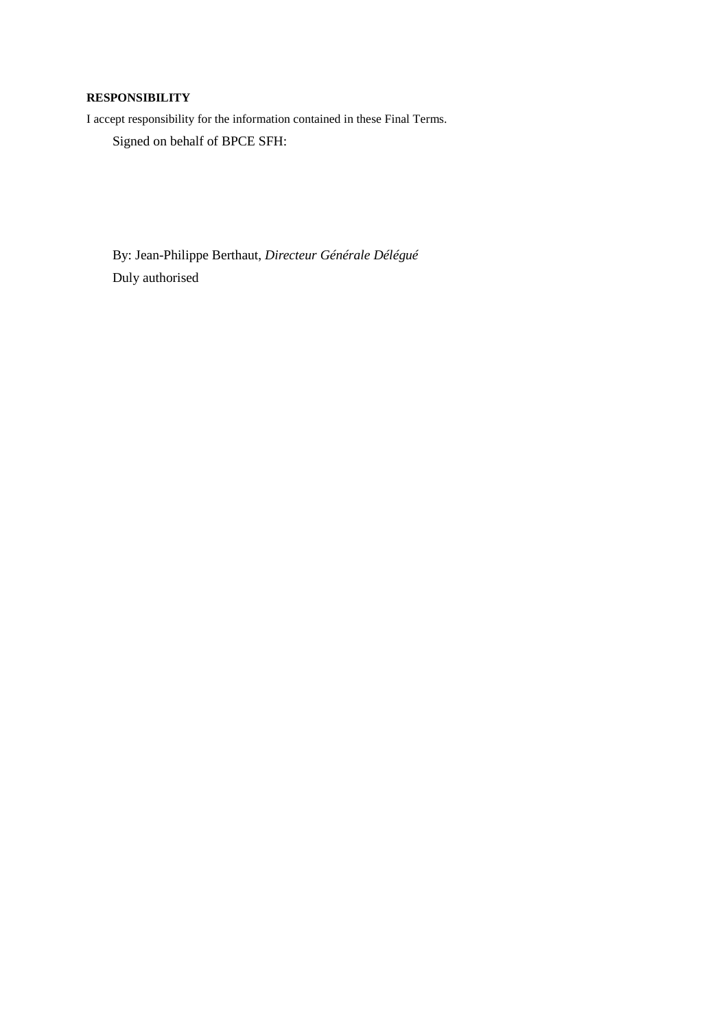**RESPONSIBILITY**

I accept responsibility for the information contained in these Final Terms.

Signed on behalf of BPCE SFH:

By: Jean-Philippe Berthaut, *Directeur Générale Délégué*

Duly authorised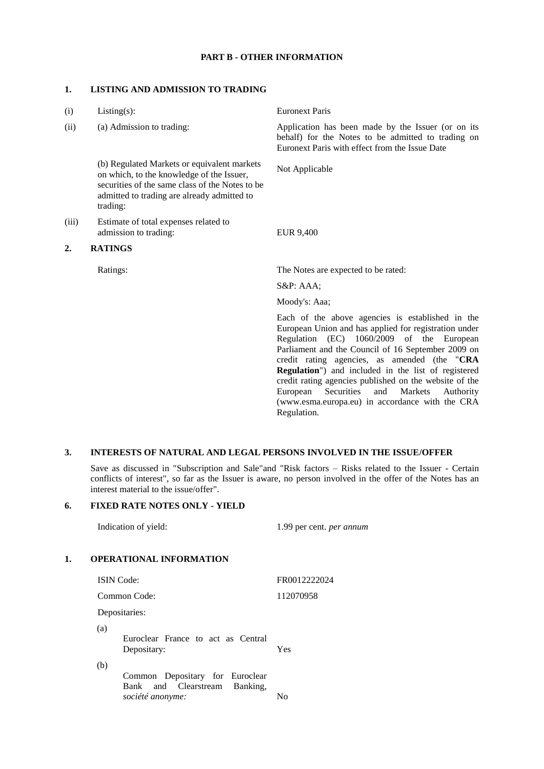**PART B - OTHER INFORMATION**

## 1. LISTING AND ADMISSION TO TRADING

| | | |
|---|---|---|
| (i) | Listing(s): | Euronext Paris |
| (ii) | (a) Admission to trading: | Application has been made by the Issuer (or on its behalf) for the Notes to be admitted to trading on Euronext Paris with effect from the Issue Date |
| | (b) Regulated Markets or equivalent markets on which, to the knowledge of the Issuer, securities of the same class of the Notes to be admitted to trading are already admitted to trading: | Not Applicable |
| (iii) | Estimate of total expenses related to admission to trading: | EUR 9,400 |

## 2. RATINGS

| | |
|---|---|
| Ratings: | The Notes are expected to be rated: |
| | S&P: AAA; |
| | Moody's: Aaa; |
| | Each of the above agencies is established in the European Union and has applied for registration under Regulation (EC) 1060/2009 of the European Parliament and the Council of 16 September 2009 on credit rating agencies, as amended (the "**CRA Regulation**") and included in the list of registered credit rating agencies published on the website of the European Securities and Markets Authority (www.esma.europa.eu) in accordance with the CRA Regulation. |

## 3. INTERESTS OF NATURAL AND LEGAL PERSONS INVOLVED IN THE ISSUE/OFFER

Save as discussed in "Subscription and Sale"and "Risk factors – Risks related to the Issuer - Certain conflicts of interest", so far as the Issuer is aware, no person involved in the offer of the Notes has an interest material to the issue/offer".

## 6. FIXED RATE NOTES ONLY - YIELD

| | |
|---|---|
| Indication of yield: | 1.99 per cent. *per annum* |

## 1. OPERATIONAL INFORMATION

| | |
|---|---|
| ISIN Code: | FR0012222024 |
| Common Code: | 112070958 |
| Depositaries: | |
| (a) Euroclear France to act as Central Depositary: | Yes |
| (b) Common Depositary for Euroclear Bank and Clearstream Banking, *société anonyme:* | No |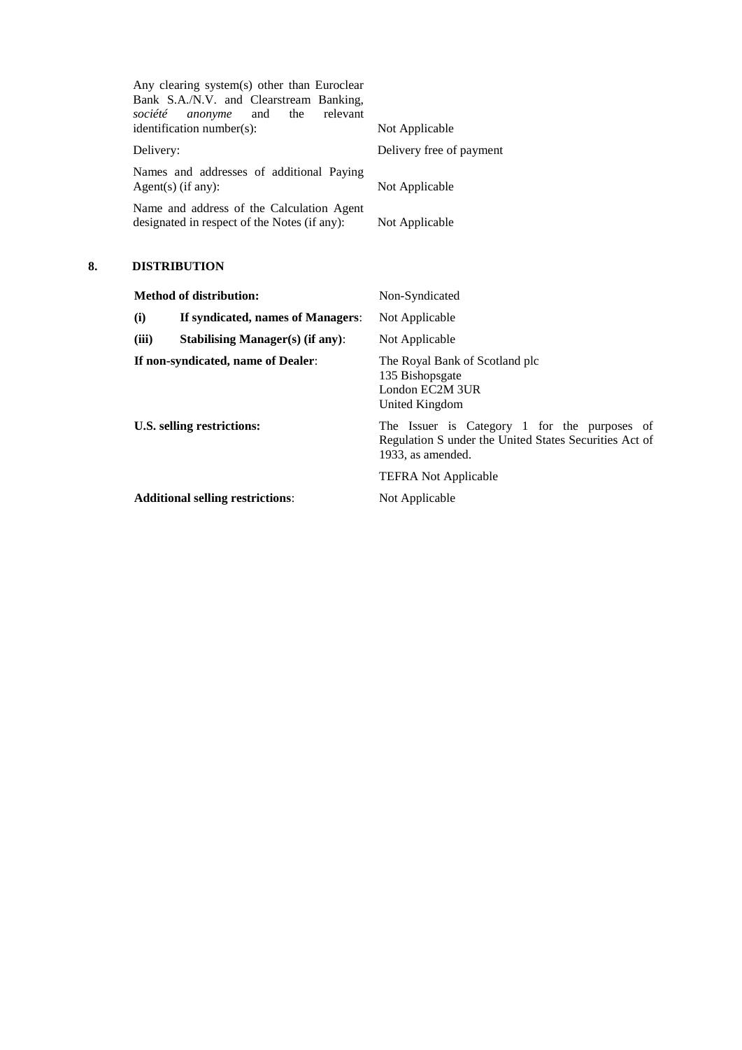| | |
|---|---|
| Any clearing system(s) other than Euroclear Bank S.A./N.V. and Clearstream Banking, *société anonyme* and the relevant identification number(s): | Not Applicable |
| Delivery: | Delivery free of payment |
| Names and addresses of additional Paying Agent(s) (if any): | Not Applicable |
| Name and address of the Calculation Agent designated in respect of the Notes (if any): | Not Applicable |

## 8. DISTRIBUTION

| | |
|---|---|
| **Method of distribution:** | Non-Syndicated |
| **(i) If syndicated, names of Managers**: | Not Applicable |
| **(iii) Stabilising Manager(s) (if any)**: | Not Applicable |
| **If non-syndicated, name of Dealer**: | The Royal Bank of Scotland plc<br>135 Bishopsgate<br>London EC2M 3UR<br>United Kingdom |
| **U.S. selling restrictions:** | The Issuer is Category 1 for the purposes of Regulation S under the United States Securities Act of 1933, as amended.<br><br>TEFRA Not Applicable |
| **Additional selling restrictions**: | Not Applicable |